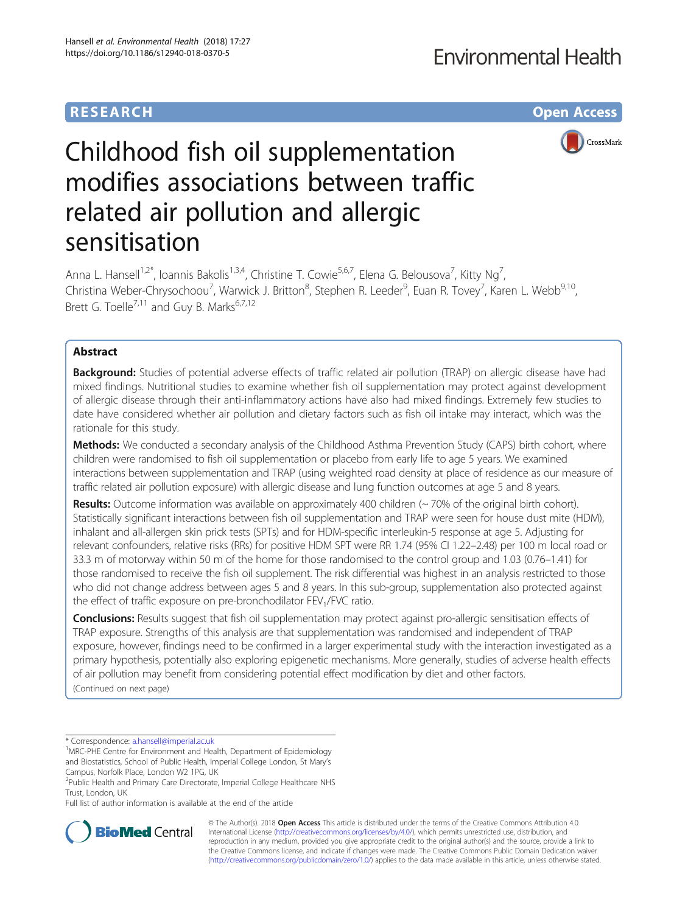RESEARCH Open Access

# Childhood fish oil supplementation modifies associations between traffic related air pollution and allergic sensitisation

Anna L. Hansell[1,2*], Ioannis Bakolis[1,3,4], Christine T. Cowie[5,6,7], Elena G. Belousova[7], Kitty Ng[7], Christina Weber-Chrysochoou[7], Warwick J. Britton[8], Stephen R. Leeder[9], Euan R. Tovey[7], Karen L. Webb[9,10], Brett G. Toelle[7,11] and Guy B. Marks[6,7,12]

## Abstract

**Background:** Studies of potential adverse effects of traffic related air pollution (TRAP) on allergic disease have had mixed findings. Nutritional studies to examine whether fish oil supplementation may protect against development of allergic disease through their anti-inflammatory actions have also had mixed findings. Extremely few studies to date have considered whether air pollution and dietary factors such as fish oil intake may interact, which was the rationale for this study.

**Methods:** We conducted a secondary analysis of the Childhood Asthma Prevention Study (CAPS) birth cohort, where children were randomised to fish oil supplementation or placebo from early life to age 5 years. We examined interactions between supplementation and TRAP (using weighted road density at place of residence as our measure of traffic related air pollution exposure) with allergic disease and lung function outcomes at age 5 and 8 years.

**Results:** Outcome information was available on approximately 400 children (~ 70% of the original birth cohort). Statistically significant interactions between fish oil supplementation and TRAP were seen for house dust mite (HDM), inhalant and all-allergen skin prick tests (SPTs) and for HDM-specific interleukin-5 response at age 5. Adjusting for relevant confounders, relative risks (RRs) for positive HDM SPT were RR 1.74 (95% CI 1.22–2.48) per 100 m local road or 33.3 m of motorway within 50 m of the home for those randomised to the control group and 1.03 (0.76–1.41) for those randomised to receive the fish oil supplement. The risk differential was highest in an analysis restricted to those who did not change address between ages 5 and 8 years. In this sub-group, supplementation also protected against the effect of traffic exposure on pre-bronchodilator $FEV_1$/FVC ratio.

**Conclusions:** Results suggest that fish oil supplementation may protect against pro-allergic sensitisation effects of TRAP exposure. Strengths of this analysis are that supplementation was randomised and independent of TRAP exposure, however, findings need to be confirmed in a larger experimental study with the interaction investigated as a primary hypothesis, potentially also exploring epigenetic mechanisms. More generally, studies of adverse health effects of air pollution may benefit from considering potential effect modification by diet and other factors.

(Continued on next page)

\* Correspondence: a.hansell@imperial.ac.uk

[1]MRC-PHE Centre for Environment and Health, Department of Epidemiology and Biostatistics, School of Public Health, Imperial College London, St Mary's Campus, Norfolk Place, London W2 1PG, UK

[2]Public Health and Primary Care Directorate, Imperial College Healthcare NHS Trust, London, UK

Full list of author information is available at the end of the article

© The Author(s). 2018 **Open Access** This article is distributed under the terms of the Creative Commons Attribution 4.0 International License (http://creativecommons.org/licenses/by/4.0/), which permits unrestricted use, distribution, and reproduction in any medium, provided you give appropriate credit to the original author(s) and the source, provide a link to the Creative Commons license, and indicate if changes were made. The Creative Commons Public Domain Dedication waiver (http://creativecommons.org/publicdomain/zero/1.0/) applies to the data made available in this article, unless otherwise stated.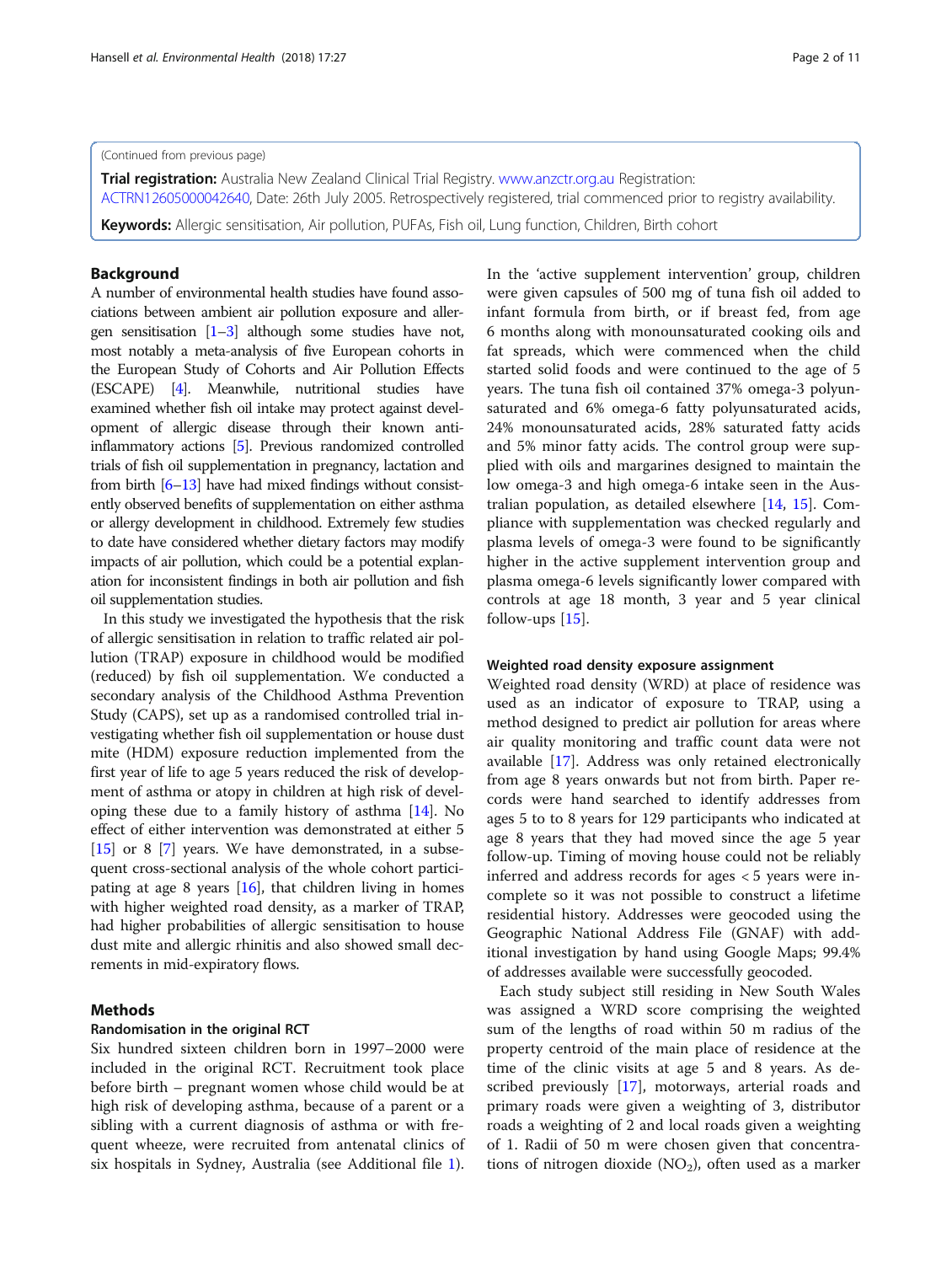(Continued from previous page)

**Trial registration:** Australia New Zealand Clinical Trial Registry. www.anzctr.org.au Registration: ACTRN12605000042640, Date: 26th July 2005. Retrospectively registered, trial commenced prior to registry availability.

**Keywords:** Allergic sensitisation, Air pollution, PUFAs, Fish oil, Lung function, Children, Birth cohort

## Background

A number of environmental health studies have found associations between ambient air pollution exposure and allergen sensitisation [1–3] although some studies have not, most notably a meta-analysis of five European cohorts in the European Study of Cohorts and Air Pollution Effects (ESCAPE) [4]. Meanwhile, nutritional studies have examined whether fish oil intake may protect against development of allergic disease through their known anti-inflammatory actions [5]. Previous randomized controlled trials of fish oil supplementation in pregnancy, lactation and from birth [6–13] have had mixed findings without consistently observed benefits of supplementation on either asthma or allergy development in childhood. Extremely few studies to date have considered whether dietary factors may modify impacts of air pollution, which could be a potential explanation for inconsistent findings in both air pollution and fish oil supplementation studies.

In this study we investigated the hypothesis that the risk of allergic sensitisation in relation to traffic related air pollution (TRAP) exposure in childhood would be modified (reduced) by fish oil supplementation. We conducted a secondary analysis of the Childhood Asthma Prevention Study (CAPS), set up as a randomised controlled trial investigating whether fish oil supplementation or house dust mite (HDM) exposure reduction implemented from the first year of life to age 5 years reduced the risk of development of asthma or atopy in children at high risk of developing these due to a family history of asthma [14]. No effect of either intervention was demonstrated at either 5 [15] or 8 [7] years. We have demonstrated, in a subsequent cross-sectional analysis of the whole cohort participating at age 8 years [16], that children living in homes with higher weighted road density, as a marker of TRAP, had higher probabilities of allergic sensitisation to house dust mite and allergic rhinitis and also showed small decrements in mid-expiratory flows.

## Methods

### Randomisation in the original RCT

Six hundred sixteen children born in 1997–2000 were included in the original RCT. Recruitment took place before birth – pregnant women whose child would be at high risk of developing asthma, because of a parent or a sibling with a current diagnosis of asthma or with frequent wheeze, were recruited from antenatal clinics of six hospitals in Sydney, Australia (see Additional file 1). In the 'active supplement intervention' group, children were given capsules of 500 mg of tuna fish oil added to infant formula from birth, or if breast fed, from age 6 months along with monounsaturated cooking oils and fat spreads, which were commenced when the child started solid foods and were continued to the age of 5 years. The tuna fish oil contained 37% omega-3 polyunsaturated and 6% omega-6 fatty polyunsaturated acids, 24% monounsaturated acids, 28% saturated fatty acids and 5% minor fatty acids. The control group were supplied with oils and margarines designed to maintain the low omega-3 and high omega-6 intake seen in the Australian population, as detailed elsewhere [14, 15]. Compliance with supplementation was checked regularly and plasma levels of omega-3 were found to be significantly higher in the active supplement intervention group and plasma omega-6 levels significantly lower compared with controls at age 18 month, 3 year and 5 year clinical follow-ups [15].

### Weighted road density exposure assignment

Weighted road density (WRD) at place of residence was used as an indicator of exposure to TRAP, using a method designed to predict air pollution for areas where air quality monitoring and traffic count data were not available [17]. Address was only retained electronically from age 8 years onwards but not from birth. Paper records were hand searched to identify addresses from ages 5 to to 8 years for 129 participants who indicated at age 8 years that they had moved since the age 5 year follow-up. Timing of moving house could not be reliably inferred and address records for ages < 5 years were incomplete so it was not possible to construct a lifetime residential history. Addresses were geocoded using the Geographic National Address File (GNAF) with additional investigation by hand using Google Maps; 99.4% of addresses available were successfully geocoded.

Each study subject still residing in New South Wales was assigned a WRD score comprising the weighted sum of the lengths of road within 50 m radius of the property centroid of the main place of residence at the time of the clinic visits at age 5 and 8 years. As described previously [17], motorways, arterial roads and primary roads were given a weighting of 3, distributor roads a weighting of 2 and local roads given a weighting of 1. Radii of 50 m were chosen given that concentrations of nitrogen dioxide ($NO_2$), often used as a marker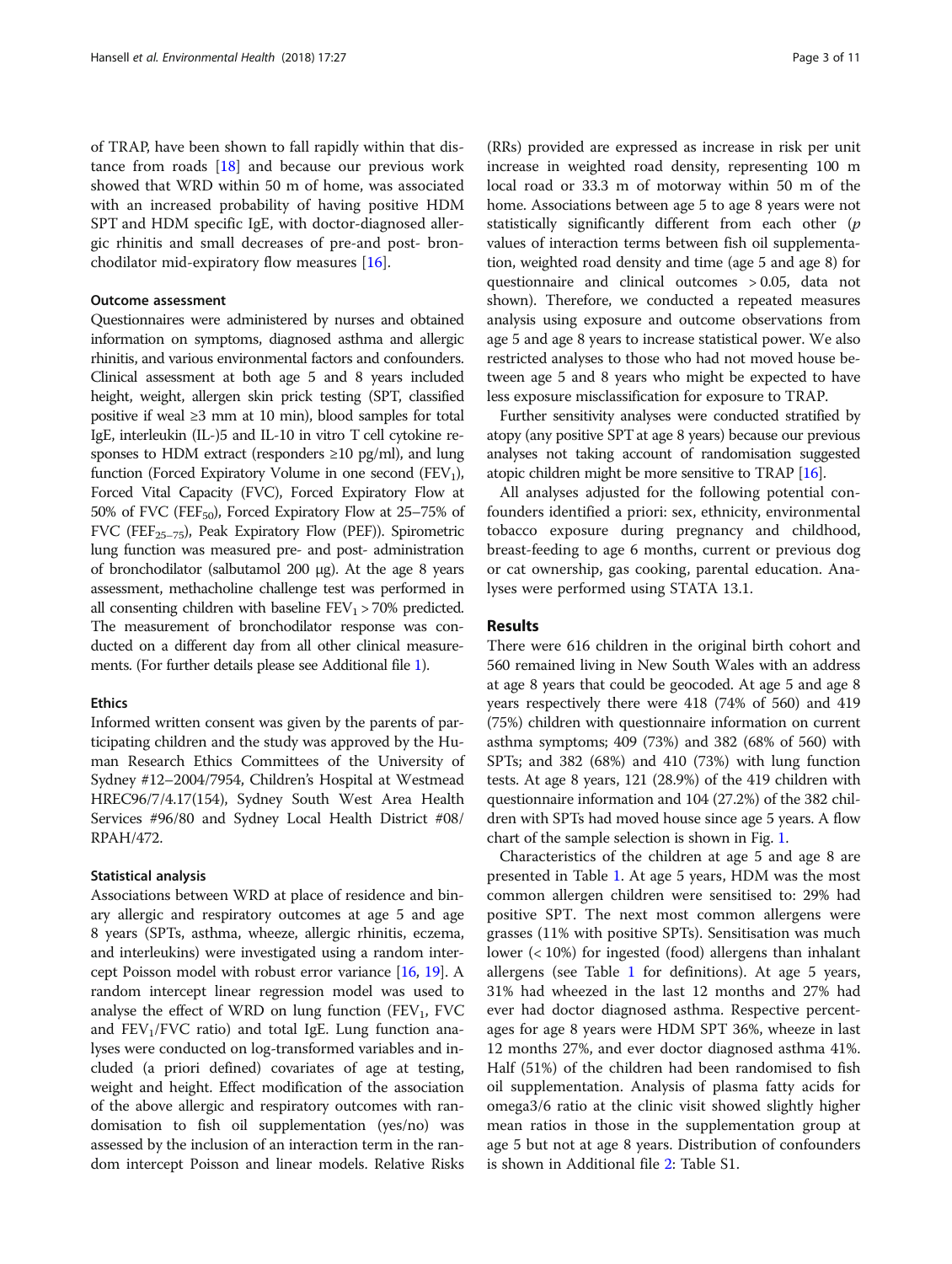of TRAP, have been shown to fall rapidly within that distance from roads [18] and because our previous work showed that WRD within 50 m of home, was associated with an increased probability of having positive HDM SPT and HDM specific IgE, with doctor-diagnosed allergic rhinitis and small decreases of pre-and post- bronchodilator mid-expiratory flow measures [16].

### Outcome assessment

Questionnaires were administered by nurses and obtained information on symptoms, diagnosed asthma and allergic rhinitis, and various environmental factors and confounders. Clinical assessment at both age 5 and 8 years included height, weight, allergen skin prick testing (SPT, classified positive if weal ≥3 mm at 10 min), blood samples for total IgE, interleukin (IL-)5 and IL-10 in vitro T cell cytokine responses to HDM extract (responders ≥10 pg/ml), and lung function (Forced Expiratory Volume in one second ($FEV_1$), Forced Vital Capacity (FVC), Forced Expiratory Flow at 50% of FVC ($FEF_{50}$), Forced Expiratory Flow at 25–75% of FVC ($FEF_{25-75}$), Peak Expiratory Flow (PEF)). Spirometric lung function was measured pre- and post- administration of bronchodilator (salbutamol 200 μg). At the age 8 years assessment, methacholine challenge test was performed in all consenting children with baseline $FEV_1$ > 70% predicted. The measurement of bronchodilator response was conducted on a different day from all other clinical measurements. (For further details please see Additional file 1).

### Ethics

Informed written consent was given by the parents of participating children and the study was approved by the Human Research Ethics Committees of the University of Sydney #12–2004/7954, Children's Hospital at Westmead HREC96/7/4.17(154), Sydney South West Area Health Services #96/80 and Sydney Local Health District #08/RPAH/472.

### Statistical analysis

Associations between WRD at place of residence and binary allergic and respiratory outcomes at age 5 and age 8 years (SPTs, asthma, wheeze, allergic rhinitis, eczema, and interleukins) were investigated using a random intercept Poisson model with robust error variance [16, 19]. A random intercept linear regression model was used to analyse the effect of WRD on lung function ($FEV_1$, FVC and $FEV_1$/FVC ratio) and total IgE. Lung function analyses were conducted on log-transformed variables and included (a priori defined) covariates of age at testing, weight and height. Effect modification of the association of the above allergic and respiratory outcomes with randomisation to fish oil supplementation (yes/no) was assessed by the inclusion of an interaction term in the random intercept Poisson and linear models. Relative Risks (RRs) provided are expressed as increase in risk per unit increase in weighted road density, representing 100 m local road or 33.3 m of motorway within 50 m of the home. Associations between age 5 to age 8 years were not statistically significantly different from each other ($p$ values of interaction terms between fish oil supplementation, weighted road density and time (age 5 and age 8) for questionnaire and clinical outcomes > 0.05, data not shown). Therefore, we conducted a repeated measures analysis using exposure and outcome observations from age 5 and age 8 years to increase statistical power. We also restricted analyses to those who had not moved house between age 5 and 8 years who might be expected to have less exposure misclassification for exposure to TRAP.

Further sensitivity analyses were conducted stratified by atopy (any positive SPT at age 8 years) because our previous analyses not taking account of randomisation suggested atopic children might be more sensitive to TRAP [16].

All analyses adjusted for the following potential confounders identified a priori: sex, ethnicity, environmental tobacco exposure during pregnancy and childhood, breast-feeding to age 6 months, current or previous dog or cat ownership, gas cooking, parental education. Analyses were performed using STATA 13.1.

## Results

There were 616 children in the original birth cohort and 560 remained living in New South Wales with an address at age 8 years that could be geocoded. At age 5 and age 8 years respectively there were 418 (74% of 560) and 419 (75%) children with questionnaire information on current asthma symptoms; 409 (73%) and 382 (68% of 560) with SPTs; and 382 (68%) and 410 (73%) with lung function tests. At age 8 years, 121 (28.9%) of the 419 children with questionnaire information and 104 (27.2%) of the 382 children with SPTs had moved house since age 5 years. A flow chart of the sample selection is shown in Fig. 1.

Characteristics of the children at age 5 and age 8 are presented in Table 1. At age 5 years, HDM was the most common allergen children were sensitised to: 29% had positive SPT. The next most common allergens were grasses (11% with positive SPTs). Sensitisation was much lower (< 10%) for ingested (food) allergens than inhalant allergens (see Table 1 for definitions). At age 5 years, 31% had wheezed in the last 12 months and 27% had ever had doctor diagnosed asthma. Respective percentages for age 8 years were HDM SPT 36%, wheeze in last 12 months 27%, and ever doctor diagnosed asthma 41%. Half (51%) of the children had been randomised to fish oil supplementation. Analysis of plasma fatty acids for omega3/6 ratio at the clinic visit showed slightly higher mean ratios in those in the supplementation group at age 5 but not at age 8 years. Distribution of confounders is shown in Additional file 2: Table S1.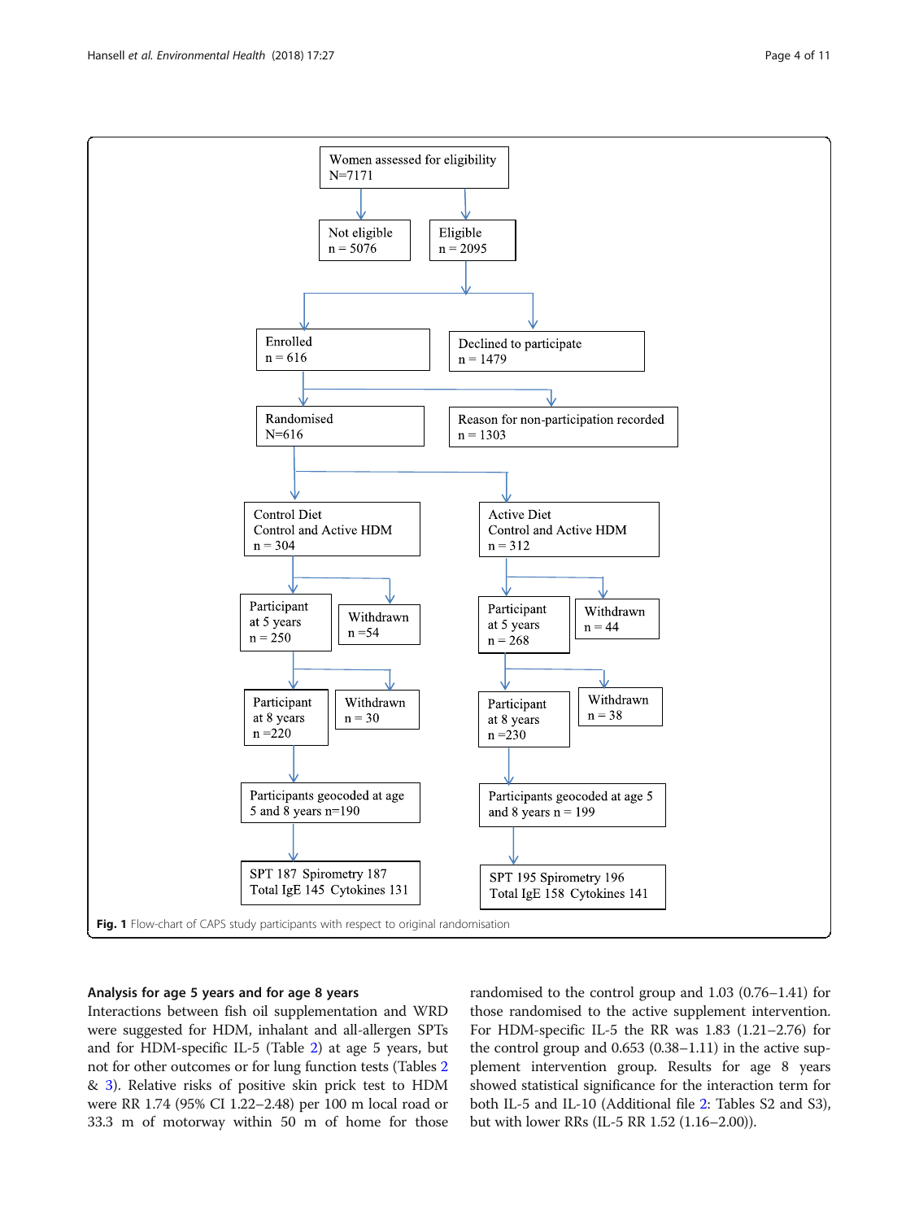Women assessed for eligibility
N=7171

- Not eligible n = 5076
- Eligible n = 2095
  - Enrolled n = 616
  - Declined to participate n = 1479

Randomised N=616

Reason for non-participation recorded n = 1303

| Control Diet Control and Active HDM n = 304 | Active Diet Control and Active HDM n = 312 |
| --- | --- |
| Participant at 5 years n = 250; Withdrawn n =54 | Participant at 5 years n = 268; Withdrawn n = 44 |
| Participant at 8 years n =220; Withdrawn n = 30 | Participant at 8 years n =230; Withdrawn n = 38 |
| Participants geocoded at age 5 and 8 years n=190 | Participants geocoded at age 5 and 8 years n = 199 |
| SPT 187 Spirometry 187 Total IgE 145 Cytokines 131 | SPT 195 Spirometry 196 Total IgE 158 Cytokines 141 |

**Fig. 1** Flow-chart of CAPS study participants with respect to original randomisation

### Analysis for age 5 years and for age 8 years

Interactions between fish oil supplementation and WRD were suggested for HDM, inhalant and all-allergen SPTs and for HDM-specific IL-5 (Table 2) at age 5 years, but not for other outcomes or for lung function tests (Tables 2 & 3). Relative risks of positive skin prick test to HDM were RR 1.74 (95% CI 1.22–2.48) per 100 m local road or 33.3 m of motorway within 50 m of home for those randomised to the control group and 1.03 (0.76–1.41) for those randomised to the active supplement intervention. For HDM-specific IL-5 the RR was 1.83 (1.21–2.76) for the control group and 0.653 (0.38–1.11) in the active supplement intervention group. Results for age 8 years showed statistical significance for the interaction term for both IL-5 and IL-10 (Additional file 2: Tables S2 and S3), but with lower RRs (IL-5 RR 1.52 (1.16–2.00)).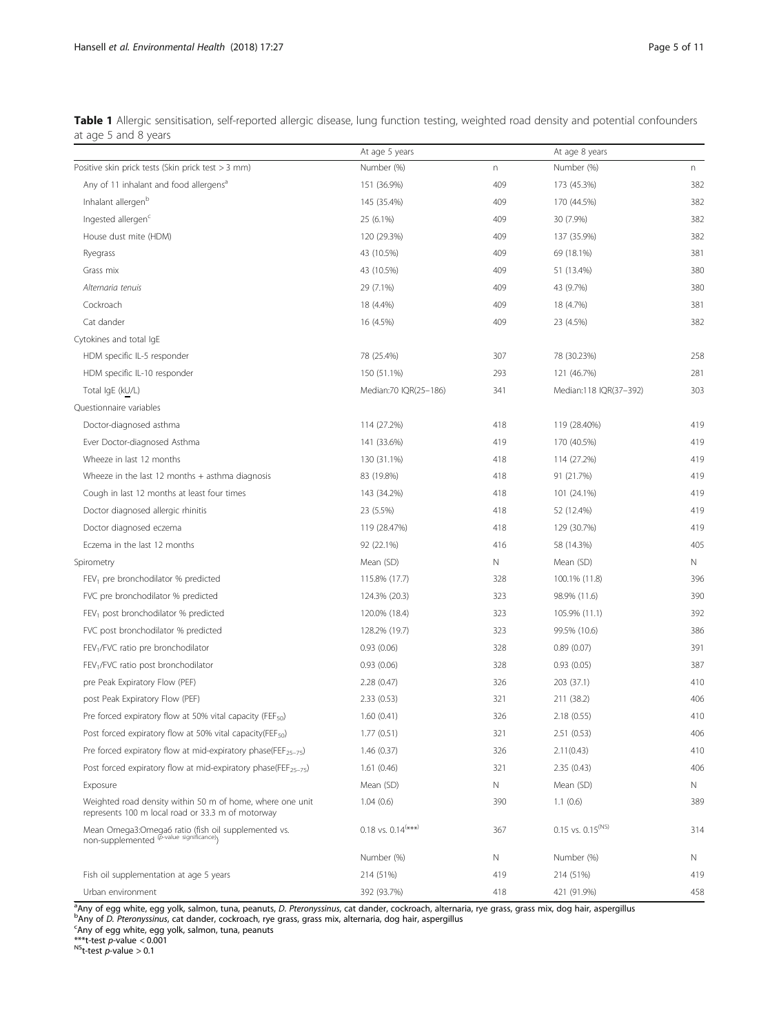**Table 1** Allergic sensitisation, self-reported allergic disease, lung function testing, weighted road density and potential confounders at age 5 and 8 years

| | At age 5 years | | At age 8 years | |
|---|---|---|---|---|
| Positive skin prick tests (Skin prick test > 3 mm) | Number (%) | n | Number (%) | n |
| Any of 11 inhalant and food allergens[a] | 151 (36.9%) | 409 | 173 (45.3%) | 382 |
| Inhalant allergen[b] | 145 (35.4%) | 409 | 170 (44.5%) | 382 |
| Ingested allergen[c] | 25 (6.1%) | 409 | 30 (7.9%) | 382 |
| House dust mite (HDM) | 120 (29.3%) | 409 | 137 (35.9%) | 382 |
| Ryegrass | 43 (10.5%) | 409 | 69 (18.1%) | 381 |
| Grass mix | 43 (10.5%) | 409 | 51 (13.4%) | 380 |
| *Alternaria tenuis* | 29 (7.1%) | 409 | 43 (9.7%) | 380 |
| Cockroach | 18 (4.4%) | 409 | 18 (4.7%) | 381 |
| Cat dander | 16 (4.5%) | 409 | 23 (4.5%) | 382 |
| Cytokines and total IgE | | | | |
| HDM specific IL-5 responder | 78 (25.4%) | 307 | 78 (30.23%) | 258 |
| HDM specific IL-10 responder | 150 (51.1%) | 293 | 121 (46.7%) | 281 |
| Total IgE (kU/L) | Median:70 IQR(25–186) | 341 | Median:118 IQR(37–392) | 303 |
| Questionnaire variables | | | | |
| Doctor-diagnosed asthma | 114 (27.2%) | 418 | 119 (28.40%) | 419 |
| Ever Doctor-diagnosed Asthma | 141 (33.6%) | 419 | 170 (40.5%) | 419 |
| Wheeze in last 12 months | 130 (31.1%) | 418 | 114 (27.2%) | 419 |
| Wheeze in the last 12 months + asthma diagnosis | 83 (19.8%) | 418 | 91 (21.7%) | 419 |
| Cough in last 12 months at least four times | 143 (34.2%) | 418 | 101 (24.1%) | 419 |
| Doctor diagnosed allergic rhinitis | 23 (5.5%) | 418 | 52 (12.4%) | 419 |
| Doctor diagnosed eczema | 119 (28.47%) | 418 | 129 (30.7%) | 419 |
| Eczema in the last 12 months | 92 (22.1%) | 416 | 58 (14.3%) | 405 |
| Spirometry | Mean (SD) | N | Mean (SD) | N |
| $FEV_1$ pre bronchodilator % predicted | 115.8% (17.7) | 328 | 100.1% (11.8) | 396 |
| FVC pre bronchodilator % predicted | 124.3% (20.3) | 323 | 98.9% (11.6) | 390 |
| $FEV_1$ post bronchodilator % predicted | 120.0% (18.4) | 323 | 105.9% (11.1) | 392 |
| FVC post bronchodilator % predicted | 128.2% (19.7) | 323 | 99.5% (10.6) | 386 |
| $FEV_1$/FVC ratio pre bronchodilator | 0.93 (0.06) | 328 | 0.89 (0.07) | 391 |
| $FEV_1$/FVC ratio post bronchodilator | 0.93 (0.06) | 328 | 0.93 (0.05) | 387 |
| pre Peak Expiratory Flow (PEF) | 2.28 (0.47) | 326 | 203 (37.1) | 410 |
| post Peak Expiratory Flow (PEF) | 2.33 (0.53) | 321 | 211 (38.2) | 406 |
| Pre forced expiratory flow at 50% vital capacity ($FEF_{50}$) | 1.60 (0.41) | 326 | 2.18 (0.55) | 410 |
| Post forced expiratory flow at 50% vital capacity($FEF_{50}$) | 1.77 (0.51) | 321 | 2.51 (0.53) | 406 |
| Pre forced expiratory flow at mid-expiratory phase($FEF_{25-75}$) | 1.46 (0.37) | 326 | 2.11(0.43) | 410 |
| Post forced expiratory flow at mid-expiratory phase($FEF_{25-75}$) | 1.61 (0.46) | 321 | 2.35 (0.43) | 406 |
| Exposure | Mean (SD) | N | Mean (SD) | N |
| Weighted road density within 50 m of home, where one unit represents 100 m local road or 33.3 m of motorway | 1.04 (0.6) | 390 | 1.1 (0.6) | 389 |
| Mean Omega3:Omega6 ratio (fish oil supplemented vs. non-supplemented (p-value significance)) | 0.18 vs. 0.14[(***)] | 367 | 0.15 vs. 0.15[(NS)] | 314 |
| | Number (%) | N | Number (%) | N |
| Fish oil supplementation at age 5 years | 214 (51%) | 419 | 214 (51%) | 419 |
| Urban environment | 392 (93.7%) | 418 | 421 (91.9%) | 458 |

[a]Any of egg white, egg yolk, salmon, tuna, peanuts, *D. Pteronyssinus*, cat dander, cockroach, alternaria, rye grass, grass mix, dog hair, aspergillus
[b]Any of *D. Pteronyssinus*, cat dander, cockroach, rye grass, grass mix, alternaria, dog hair, aspergillus
[c]Any of egg white, egg yolk, salmon, tuna, peanuts
***t-test $p$-value < 0.001
[NS]t-test $p$-value > 0.1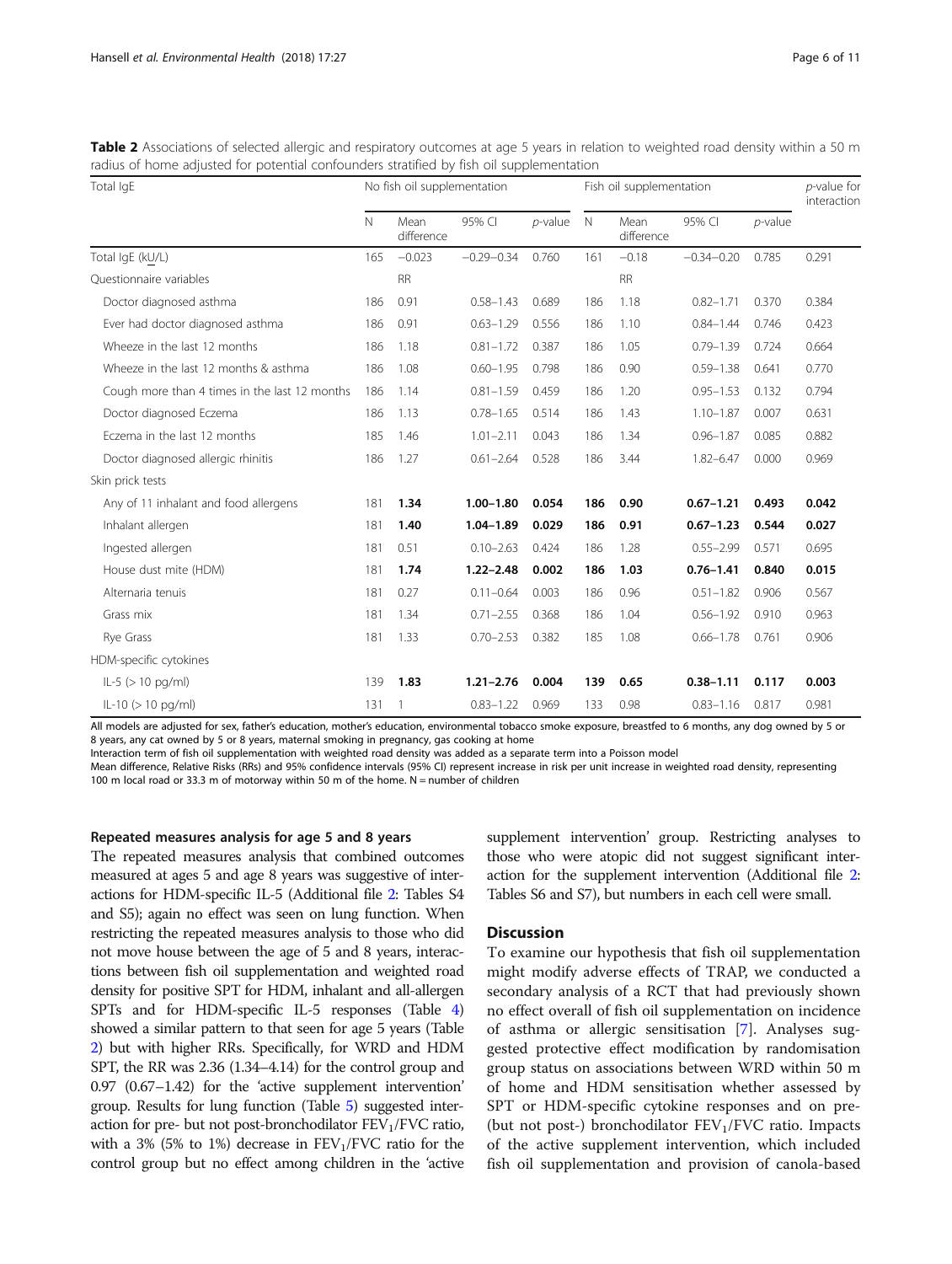**Table 2** Associations of selected allergic and respiratory outcomes at age 5 years in relation to weighted road density within a 50 m radius of home adjusted for potential confounders stratified by fish oil supplementation

| Total IgE | No fish oil supplementation | | | | Fish oil supplementation | | | | *p*-value for interaction |
|---|---|---|---|---|---|---|---|---|---|
| | N | Mean difference | 95% CI | *p*-value | N | Mean difference | 95% CI | *p*-value | |
| Total IgE (kU/L) | 165 | −0.023 | −0.29–0.34 | 0.760 | 161 | −0.18 | −0.34–0.20 | 0.785 | 0.291 |
| Questionnaire variables | | RR | | | | RR | | | |
| Doctor diagnosed asthma | 186 | 0.91 | 0.58–1.43 | 0.689 | 186 | 1.18 | 0.82–1.71 | 0.370 | 0.384 |
| Ever had doctor diagnosed asthma | 186 | 0.91 | 0.63–1.29 | 0.556 | 186 | 1.10 | 0.84–1.44 | 0.746 | 0.423 |
| Wheeze in the last 12 months | 186 | 1.18 | 0.81–1.72 | 0.387 | 186 | 1.05 | 0.79–1.39 | 0.724 | 0.664 |
| Wheeze in the last 12 months & asthma | 186 | 1.08 | 0.60–1.95 | 0.798 | 186 | 0.90 | 0.59–1.38 | 0.641 | 0.770 |
| Cough more than 4 times in the last 12 months | 186 | 1.14 | 0.81–1.59 | 0.459 | 186 | 1.20 | 0.95–1.53 | 0.132 | 0.794 |
| Doctor diagnosed Eczema | 186 | 1.13 | 0.78–1.65 | 0.514 | 186 | 1.43 | 1.10–1.87 | 0.007 | 0.631 |
| Eczema in the last 12 months | 185 | 1.46 | 1.01–2.11 | 0.043 | 186 | 1.34 | 0.96–1.87 | 0.085 | 0.882 |
| Doctor diagnosed allergic rhinitis | 186 | 1.27 | 0.61–2.64 | 0.528 | 186 | 3.44 | 1.82–6.47 | 0.000 | 0.969 |
| Skin prick tests | | | | | | | | | |
| Any of 11 inhalant and food allergens | 181 | **1.34** | **1.00–1.80** | **0.054** | **186** | **0.90** | **0.67–1.21** | **0.493** | **0.042** |
| Inhalant allergen | 181 | **1.40** | **1.04–1.89** | **0.029** | **186** | **0.91** | **0.67–1.23** | **0.544** | **0.027** |
| Ingested allergen | 181 | 0.51 | 0.10–2.63 | 0.424 | 186 | 1.28 | 0.55–2.99 | 0.571 | 0.695 |
| House dust mite (HDM) | 181 | **1.74** | **1.22–2.48** | **0.002** | **186** | **1.03** | **0.76–1.41** | **0.840** | **0.015** |
| Alternaria tenuis | 181 | 0.27 | 0.11–0.64 | 0.003 | 186 | 0.96 | 0.51–1.82 | 0.906 | 0.567 |
| Grass mix | 181 | 1.34 | 0.71–2.55 | 0.368 | 186 | 1.04 | 0.56–1.92 | 0.910 | 0.963 |
| Rye Grass | 181 | 1.33 | 0.70–2.53 | 0.382 | 185 | 1.08 | 0.66–1.78 | 0.761 | 0.906 |
| HDM-specific cytokines | | | | | | | | | |
| IL-5 (> 10 pg/ml) | 139 | **1.83** | **1.21–2.76** | **0.004** | **139** | **0.65** | **0.38–1.11** | **0.117** | **0.003** |
| IL-10 (> 10 pg/ml) | 131 | 1 | 0.83–1.22 | 0.969 | 133 | 0.98 | 0.83–1.16 | 0.817 | 0.981 |

All models are adjusted for sex, father's education, mother's education, environmental tobacco smoke exposure, breastfed to 6 months, any dog owned by 5 or 8 years, any cat owned by 5 or 8 years, maternal smoking in pregnancy, gas cooking at home

Interaction term of fish oil supplementation with weighted road density was added as a separate term into a Poisson model

Mean difference, Relative Risks (RRs) and 95% confidence intervals (95% CI) represent increase in risk per unit increase in weighted road density, representing 100 m local road or 33.3 m of motorway within 50 m of the home. N = number of children

#### Repeated measures analysis for age 5 and 8 years

The repeated measures analysis that combined outcomes measured at ages 5 and age 8 years was suggestive of interactions for HDM-specific IL-5 (Additional file 2: Tables S4 and S5); again no effect was seen on lung function. When restricting the repeated measures analysis to those who did not move house between the age of 5 and 8 years, interactions between fish oil supplementation and weighted road density for positive SPT for HDM, inhalant and all-allergen SPTs and for HDM-specific IL-5 responses (Table 4) showed a similar pattern to that seen for age 5 years (Table 2) but with higher RRs. Specifically, for WRD and HDM SPT, the RR was 2.36 (1.34–4.14) for the control group and 0.97 (0.67–1.42) for the 'active supplement intervention' group. Results for lung function (Table 5) suggested interaction for pre- but not post-bronchodilator $FEV_1$/FVC ratio, with a 3% (5% to 1%) decrease in $FEV_1$/FVC ratio for the control group but no effect among children in the 'active supplement intervention' group. Restricting analyses to those who were atopic did not suggest significant interaction for the supplement intervention (Additional file 2: Tables S6 and S7), but numbers in each cell were small.

## Discussion

To examine our hypothesis that fish oil supplementation might modify adverse effects of TRAP, we conducted a secondary analysis of a RCT that had previously shown no effect overall of fish oil supplementation on incidence of asthma or allergic sensitisation [7]. Analyses suggested protective effect modification by randomisation group status on associations between WRD within 50 m of home and HDM sensitisation whether assessed by SPT or HDM-specific cytokine responses and on pre- (but not post-) bronchodilator $FEV_1$/FVC ratio. Impacts of the active supplement intervention, which included fish oil supplementation and provision of canola-based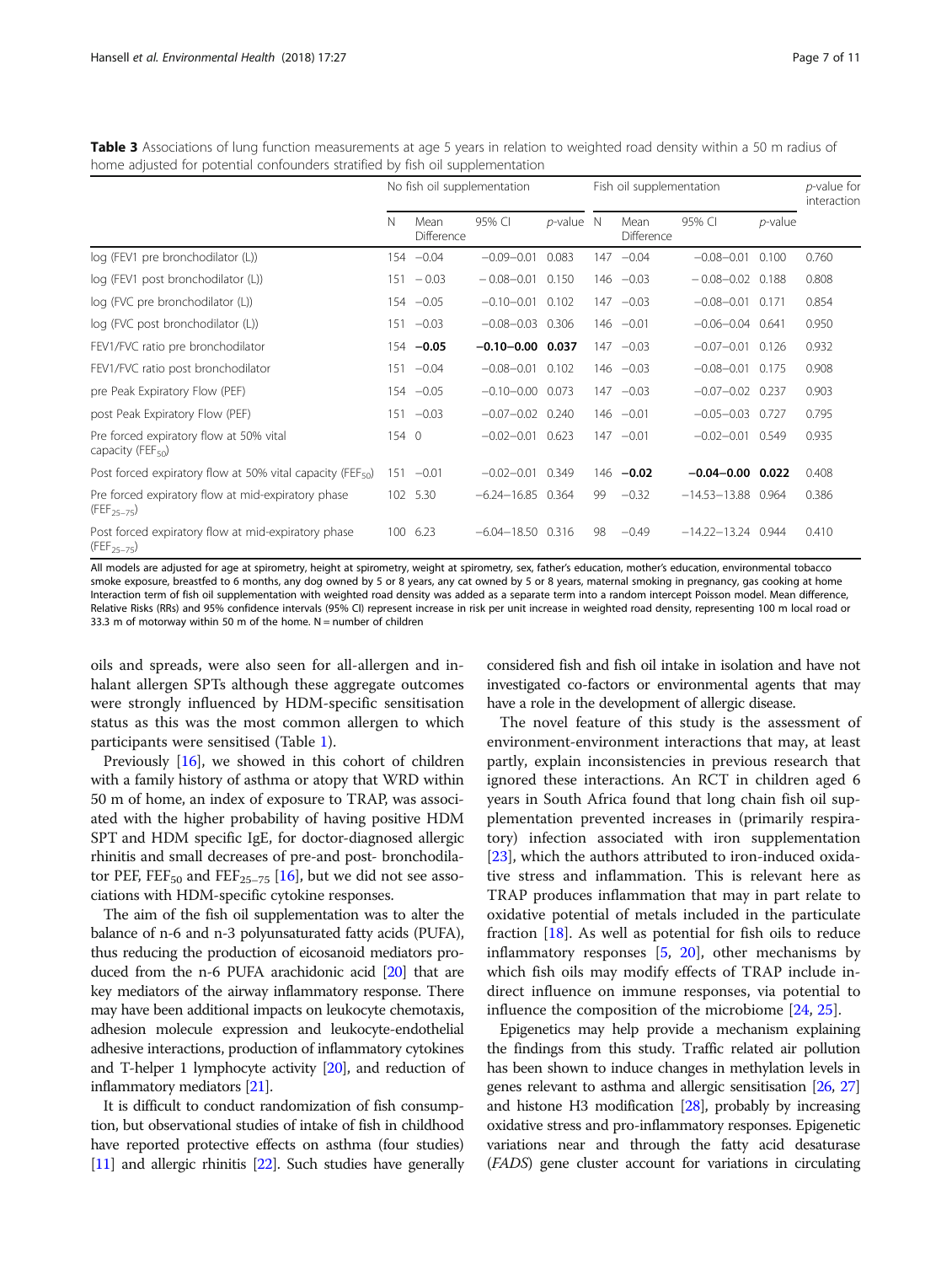**Table 3** Associations of lung function measurements at age 5 years in relation to weighted road density within a 50 m radius of home adjusted for potential confounders stratified by fish oil supplementation

| | No fish oil supplementation | | | | Fish oil supplementation | | | | *p*-value for interaction |
|---|---|---|---|---|---|---|---|---|---|
| | N | Mean Difference | 95% CI | *p*-value | N | Mean Difference | 95% CI | *p*-value | |
| log (FEV1 pre bronchodilator (L)) | 154 | −0.04 | −0.09–0.01 | 0.083 | 147 | −0.04 | −0.08–0.01 | 0.100 | 0.760 |
| log (FEV1 post bronchodilator (L)) | 151 | − 0.03 | − 0.08–0.01 | 0.150 | 146 | −0.03 | − 0.08–0.02 | 0.188 | 0.808 |
| log (FVC pre bronchodilator (L)) | 154 | −0.05 | −0.10–0.01 | 0.102 | 147 | −0.03 | −0.08–0.01 | 0.171 | 0.854 |
| log (FVC post bronchodilator (L)) | 151 | −0.03 | −0.08–0.03 | 0.306 | 146 | −0.01 | −0.06–0.04 | 0.641 | 0.950 |
| FEV1/FVC ratio pre bronchodilator | 154 | **−0.05** | **−0.10–0.00** | **0.037** | 147 | −0.03 | −0.07–0.01 | 0.126 | 0.932 |
| FEV1/FVC ratio post bronchodilator | 151 | −0.04 | −0.08–0.01 | 0.102 | 146 | −0.03 | −0.08–0.01 | 0.175 | 0.908 |
| pre Peak Expiratory Flow (PEF) | 154 | −0.05 | −0.10–0.00 | 0.073 | 147 | −0.03 | −0.07–0.02 | 0.237 | 0.903 |
| post Peak Expiratory Flow (PEF) | 151 | −0.03 | −0.07–0.02 | 0.240 | 146 | −0.01 | −0.05–0.03 | 0.727 | 0.795 |
| Pre forced expiratory flow at 50% vital capacity ($FEF_{50}$) | 154 | 0 | −0.02–0.01 | 0.623 | 147 | −0.01 | −0.02–0.01 | 0.549 | 0.935 |
| Post forced expiratory flow at 50% vital capacity ($FEF_{50}$) | 151 | −0.01 | −0.02–0.01 | 0.349 | 146 | **−0.02** | **−0.04–0.00** | **0.022** | 0.408 |
| Pre forced expiratory flow at mid-expiratory phase ($FEF_{25–75}$) | 102 | 5.30 | −6.24–16.85 | 0.364 | 99 | −0.32 | −14.53–13.88 | 0.964 | 0.386 |
| Post forced expiratory flow at mid-expiratory phase ($FEF_{25–75}$) | 100 | 6.23 | −6.04–18.50 | 0.316 | 98 | −0.49 | −14.22–13.24 | 0.944 | 0.410 |

All models are adjusted for age at spirometry, height at spirometry, weight at spirometry, sex, father's education, mother's education, environmental tobacco smoke exposure, breastfed to 6 months, any dog owned by 5 or 8 years, any cat owned by 5 or 8 years, maternal smoking in pregnancy, gas cooking at home
Interaction term of fish oil supplementation with weighted road density was added as a separate term into a random intercept Poisson model. Mean difference, Relative Risks (RRs) and 95% confidence intervals (95% CI) represent increase in risk per unit increase in weighted road density, representing 100 m local road or 33.3 m of motorway within 50 m of the home. N = number of children

oils and spreads, were also seen for all-allergen and inhalant allergen SPTs although these aggregate outcomes were strongly influenced by HDM-specific sensitisation status as this was the most common allergen to which participants were sensitised (Table 1).

Previously [16], we showed in this cohort of children with a family history of asthma or atopy that WRD within 50 m of home, an index of exposure to TRAP, was associated with the higher probability of having positive HDM SPT and HDM specific IgE, for doctor-diagnosed allergic rhinitis and small decreases of pre-and post- bronchodilator PEF, $FEF_{50}$ and $FEF_{25–75}$ [16], but we did not see associations with HDM-specific cytokine responses.

The aim of the fish oil supplementation was to alter the balance of n-6 and n-3 polyunsaturated fatty acids (PUFA), thus reducing the production of eicosanoid mediators produced from the n-6 PUFA arachidonic acid [20] that are key mediators of the airway inflammatory response. There may have been additional impacts on leukocyte chemotaxis, adhesion molecule expression and leukocyte-endothelial adhesive interactions, production of inflammatory cytokines and T-helper 1 lymphocyte activity [20], and reduction of inflammatory mediators [21].

It is difficult to conduct randomization of fish consumption, but observational studies of intake of fish in childhood have reported protective effects on asthma (four studies) [11] and allergic rhinitis [22]. Such studies have generally considered fish and fish oil intake in isolation and have not investigated co-factors or environmental agents that may have a role in the development of allergic disease.

The novel feature of this study is the assessment of environment-environment interactions that may, at least partly, explain inconsistencies in previous research that ignored these interactions. An RCT in children aged 6 years in South Africa found that long chain fish oil supplementation prevented increases in (primarily respiratory) infection associated with iron supplementation [23], which the authors attributed to iron-induced oxidative stress and inflammation. This is relevant here as TRAP produces inflammation that may in part relate to oxidative potential of metals included in the particulate fraction [18]. As well as potential for fish oils to reduce inflammatory responses [5, 20], other mechanisms by which fish oils may modify effects of TRAP include indirect influence on immune responses, via potential to influence the composition of the microbiome [24, 25].

Epigenetics may help provide a mechanism explaining the findings from this study. Traffic related air pollution has been shown to induce changes in methylation levels in genes relevant to asthma and allergic sensitisation [26, 27] and histone H3 modification [28], probably by increasing oxidative stress and pro-inflammatory responses. Epigenetic variations near and through the fatty acid desaturase (*FADS*) gene cluster account for variations in circulating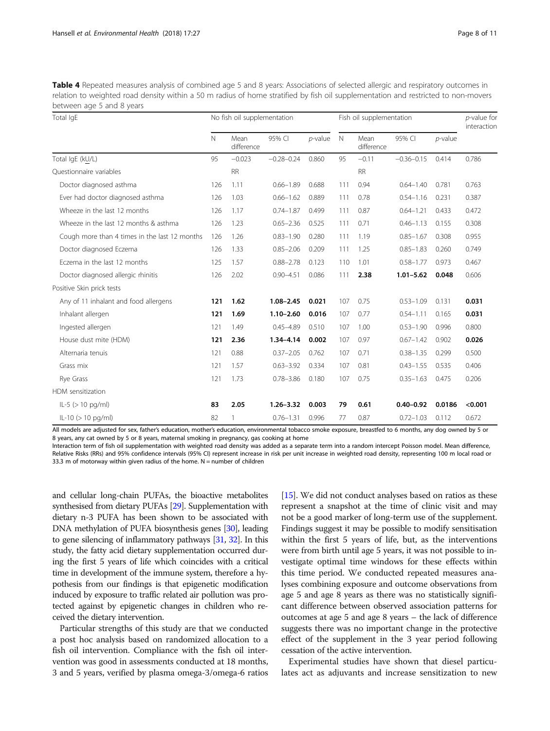**Table 4** Repeated measures analysis of combined age 5 and 8 years: Associations of selected allergic and respiratory outcomes in relation to weighted road density within a 50 m radius of home stratified by fish oil supplementation and restricted to non-movers between age 5 and 8 years

| Total IgE | No fish oil supplementation | | | | Fish oil supplementation | | | | p-value for interaction |
|---|---|---|---|---|---|---|---|---|---|
| | N | Mean difference | 95% CI | p-value | N | Mean difference | 95% CI | p-value | |
| Total IgE (kU/L) | 95 | −0.023 | −0.28–0.24 | 0.860 | 95 | −0.11 | −0.36–0.15 | 0.414 | 0.786 |
| Questionnaire variables | | RR | | | | RR | | | |
| Doctor diagnosed asthma | 126 | 1.11 | 0.66–1.89 | 0.688 | 111 | 0.94 | 0.64–1.40 | 0.781 | 0.763 |
| Ever had doctor diagnosed asthma | 126 | 1.03 | 0.66–1.62 | 0.889 | 111 | 0.78 | 0.54–1.16 | 0.231 | 0.387 |
| Wheeze in the last 12 months | 126 | 1.17 | 0.74–1.87 | 0.499 | 111 | 0.87 | 0.64–1.21 | 0.433 | 0.472 |
| Wheeze in the last 12 months & asthma | 126 | 1.23 | 0.65–2.36 | 0.525 | 111 | 0.71 | 0.46–1.13 | 0.155 | 0.308 |
| Cough more than 4 times in the last 12 months | 126 | 1.26 | 0.83–1.90 | 0.280 | 111 | 1.19 | 0.85–1.67 | 0.308 | 0.955 |
| Doctor diagnosed Eczema | 126 | 1.33 | 0.85–2.06 | 0.209 | 111 | 1.25 | 0.85–1.83 | 0.260 | 0.749 |
| Eczema in the last 12 months | 125 | 1.57 | 0.88–2.78 | 0.123 | 110 | 1.01 | 0.58–1.77 | 0.973 | 0.467 |
| Doctor diagnosed allergic rhinitis | 126 | 2.02 | 0.90–4.51 | 0.086 | 111 | **2.38** | **1.01–5.62** | **0.048** | 0.606 |
| Positive Skin prick tests | | | | | | | | | |
| Any of 11 inhalant and food allergens | **121** | **1.62** | **1.08–2.45** | **0.021** | 107 | 0.75 | 0.53–1.09 | 0.131 | **0.031** |
| Inhalant allergen | **121** | **1.69** | **1.10–2.60** | **0.016** | 107 | 0.77 | 0.54–1.11 | 0.165 | **0.031** |
| Ingested allergen | 121 | 1.49 | 0.45–4.89 | 0.510 | 107 | 1.00 | 0.53–1.90 | 0.996 | 0.800 |
| House dust mite (HDM) | **121** | **2.36** | **1.34–4.14** | **0.002** | 107 | 0.97 | 0.67–1.42 | 0.902 | **0.026** |
| Alternaria tenuis | 121 | 0.88 | 0.37–2.05 | 0.762 | 107 | 0.71 | 0.38–1.35 | 0.299 | 0.500 |
| Grass mix | 121 | 1.57 | 0.63–3.92 | 0.334 | 107 | 0.81 | 0.43–1.55 | 0.535 | 0.406 |
| Rye Grass | 121 | 1.73 | 0.78–3.86 | 0.180 | 107 | 0.75 | 0.35–1.63 | 0.475 | 0.206 |
| HDM sensitization | | | | | | | | | |
| IL-5 (> 10 pg/ml) | **83** | **2.05** | **1.26–3.32** | **0.003** | **79** | **0.61** | **0.40–0.92** | **0.0186** | **<0.001** |
| IL-10 (> 10 pg/ml) | 82 | 1 | 0.76–1.31 | 0.996 | 77 | 0.87 | 0.72–1.03 | 0.112 | 0.672 |

All models are adjusted for sex, father's education, mother's education, environmental tobacco smoke exposure, breastfed to 6 months, any dog owned by 5 or 8 years, any cat owned by 5 or 8 years, maternal smoking in pregnancy, gas cooking at home

Interaction term of fish oil supplementation with weighted road density was added as a separate term into a random intercept Poisson model. Mean difference, Relative Risks (RRs) and 95% confidence intervals (95% CI) represent increase in risk per unit increase in weighted road density, representing 100 m local road or 33.3 m of motorway within given radius of the home. N = number of children

and cellular long-chain PUFAs, the bioactive metabolites synthesised from dietary PUFAs [29]. Supplementation with dietary n-3 PUFA has been shown to be associated with DNA methylation of PUFA biosynthesis genes [30], leading to gene silencing of inflammatory pathways [31, 32]. In this study, the fatty acid dietary supplementation occurred during the first 5 years of life which coincides with a critical time in development of the immune system, therefore a hypothesis from our findings is that epigenetic modification induced by exposure to traffic related air pollution was protected against by epigenetic changes in children who received the dietary intervention.

Particular strengths of this study are that we conducted a post hoc analysis based on randomized allocation to a fish oil intervention. Compliance with the fish oil intervention was good in assessments conducted at 18 months, 3 and 5 years, verified by plasma omega-3/omega-6 ratios [15]. We did not conduct analyses based on ratios as these represent a snapshot at the time of clinic visit and may not be a good marker of long-term use of the supplement. Findings suggest it may be possible to modify sensitisation within the first 5 years of life, but, as the interventions were from birth until age 5 years, it was not possible to investigate optimal time windows for these effects within this time period. We conducted repeated measures analyses combining exposure and outcome observations from age 5 and age 8 years as there was no statistically significant difference between observed association patterns for outcomes at age 5 and age 8 years – the lack of difference suggests there was no important change in the protective effect of the supplement in the 3 year period following cessation of the active intervention.

Experimental studies have shown that diesel particulates act as adjuvants and increase sensitization to new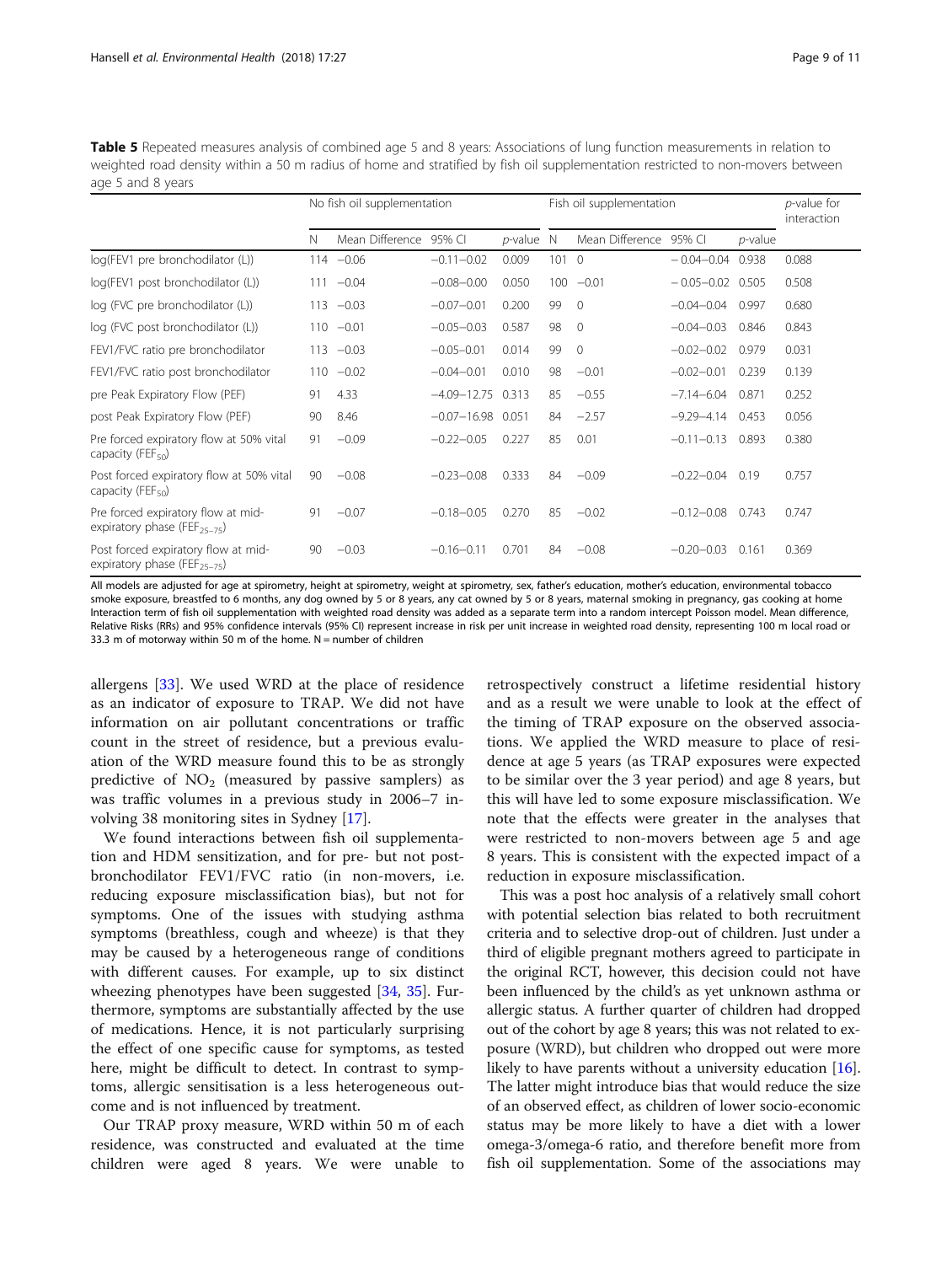**Table 5** Repeated measures analysis of combined age 5 and 8 years: Associations of lung function measurements in relation to weighted road density within a 50 m radius of home and stratified by fish oil supplementation restricted to non-movers between age 5 and 8 years

| | No fish oil supplementation | | | | Fish oil supplementation | | | | *p*-value for interaction |
|---|---|---|---|---|---|---|---|---|---|
| | N | Mean Difference | 95% CI | *p*-value | N | Mean Difference | 95% CI | *p*-value | |
| log(FEV1 pre bronchodilator (L)) | 114 | −0.06 | −0.11–0.02 | 0.009 | 101 | 0 | − 0.04–0.04 | 0.938 | 0.088 |
| log(FEV1 post bronchodilator (L)) | 111 | −0.04 | −0.08–0.00 | 0.050 | 100 | −0.01 | − 0.05–0.02 | 0.505 | 0.508 |
| log (FVC pre bronchodilator (L)) | 113 | −0.03 | −0.07–0.01 | 0.200 | 99 | 0 | −0.04–0.04 | 0.997 | 0.680 |
| log (FVC post bronchodilator (L)) | 110 | −0.01 | −0.05–0.03 | 0.587 | 98 | 0 | −0.04–0.03 | 0.846 | 0.843 |
| FEV1/FVC ratio pre bronchodilator | 113 | −0.03 | −0.05–0.01 | 0.014 | 99 | 0 | −0.02–0.02 | 0.979 | 0.031 |
| FEV1/FVC ratio post bronchodilator | 110 | −0.02 | −0.04–0.01 | 0.010 | 98 | −0.01 | −0.02–0.01 | 0.239 | 0.139 |
| pre Peak Expiratory Flow (PEF) | 91 | 4.33 | −4.09–12.75 | 0.313 | 85 | −0.55 | −7.14–6.04 | 0.871 | 0.252 |
| post Peak Expiratory Flow (PEF) | 90 | 8.46 | −0.07–16.98 | 0.051 | 84 | −2.57 | −9.29–4.14 | 0.453 | 0.056 |
| Pre forced expiratory flow at 50% vital capacity ($FEF_{50}$) | 91 | −0.09 | −0.22–0.05 | 0.227 | 85 | 0.01 | −0.11–0.13 | 0.893 | 0.380 |
| Post forced expiratory flow at 50% vital capacity ($FEF_{50}$) | 90 | −0.08 | −0.23–0.08 | 0.333 | 84 | −0.09 | −0.22–0.04 | 0.19 | 0.757 |
| Pre forced expiratory flow at mid-expiratory phase ($FEF_{25-75}$) | 91 | −0.07 | −0.18–0.05 | 0.270 | 85 | −0.02 | −0.12–0.08 | 0.743 | 0.747 |
| Post forced expiratory flow at mid-expiratory phase ($FEF_{25-75}$) | 90 | −0.03 | −0.16–0.11 | 0.701 | 84 | −0.08 | −0.20–0.03 | 0.161 | 0.369 |

All models are adjusted for age at spirometry, height at spirometry, weight at spirometry, sex, father's education, mother's education, environmental tobacco smoke exposure, breastfed to 6 months, any dog owned by 5 or 8 years, any cat owned by 5 or 8 years, maternal smoking in pregnancy, gas cooking at home
Interaction term of fish oil supplementation with weighted road density was added as a separate term into a random intercept Poisson model. Mean difference, Relative Risks (RRs) and 95% confidence intervals (95% CI) represent increase in risk per unit increase in weighted road density, representing 100 m local road or 33.3 m of motorway within 50 m of the home. N = number of children

allergens [33]. We used WRD at the place of residence as an indicator of exposure to TRAP. We did not have information on air pollutant concentrations or traffic count in the street of residence, but a previous evaluation of the WRD measure found this to be as strongly predictive of $NO_2$ (measured by passive samplers) as was traffic volumes in a previous study in 2006–7 involving 38 monitoring sites in Sydney [17].

We found interactions between fish oil supplementation and HDM sensitization, and for pre- but not post-bronchodilator FEV1/FVC ratio (in non-movers, i.e. reducing exposure misclassification bias), but not for symptoms. One of the issues with studying asthma symptoms (breathless, cough and wheeze) is that they may be caused by a heterogeneous range of conditions with different causes. For example, up to six distinct wheezing phenotypes have been suggested [34, 35]. Furthermore, symptoms are substantially affected by the use of medications. Hence, it is not particularly surprising the effect of one specific cause for symptoms, as tested here, might be difficult to detect. In contrast to symptoms, allergic sensitisation is a less heterogeneous outcome and is not influenced by treatment.

Our TRAP proxy measure, WRD within 50 m of each residence, was constructed and evaluated at the time children were aged 8 years. We were unable to retrospectively construct a lifetime residential history and as a result we were unable to look at the effect of the timing of TRAP exposure on the observed associations. We applied the WRD measure to place of residence at age 5 years (as TRAP exposures were expected to be similar over the 3 year period) and age 8 years, but this will have led to some exposure misclassification. We note that the effects were greater in the analyses that were restricted to non-movers between age 5 and age 8 years. This is consistent with the expected impact of a reduction in exposure misclassification.

This was a post hoc analysis of a relatively small cohort with potential selection bias related to both recruitment criteria and to selective drop-out of children. Just under a third of eligible pregnant mothers agreed to participate in the original RCT, however, this decision could not have been influenced by the child's as yet unknown asthma or allergic status. A further quarter of children had dropped out of the cohort by age 8 years; this was not related to exposure (WRD), but children who dropped out were more likely to have parents without a university education [16]. The latter might introduce bias that would reduce the size of an observed effect, as children of lower socio-economic status may be more likely to have a diet with a lower omega-3/omega-6 ratio, and therefore benefit more from fish oil supplementation. Some of the associations may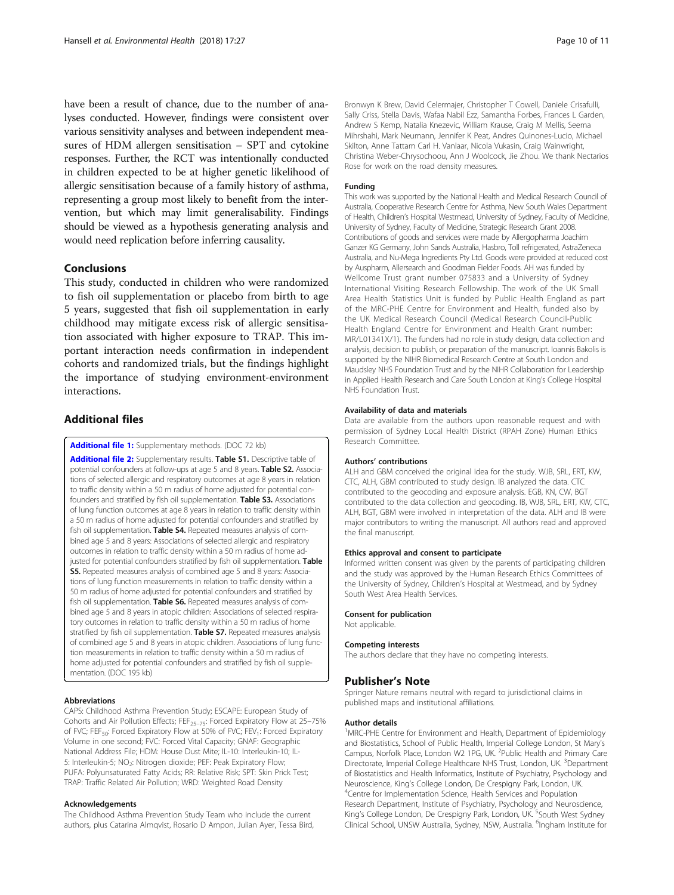have been a result of chance, due to the number of analyses conducted. However, findings were consistent over various sensitivity analyses and between independent measures of HDM allergen sensitisation – SPT and cytokine responses. Further, the RCT was intentionally conducted in children expected to be at higher genetic likelihood of allergic sensitisation because of a family history of asthma, representing a group most likely to benefit from the intervention, but which may limit generalisability. Findings should be viewed as a hypothesis generating analysis and would need replication before inferring causality.

## Conclusions

This study, conducted in children who were randomized to fish oil supplementation or placebo from birth to age 5 years, suggested that fish oil supplementation in early childhood may mitigate excess risk of allergic sensitisation associated with higher exposure to TRAP. This important interaction needs confirmation in independent cohorts and randomized trials, but the findings highlight the importance of studying environment-environment interactions.

## Additional files

**Additional file 1:** Supplementary methods. (DOC 72 kb)

**Additional file 2:** Supplementary results. **Table S1.** Descriptive table of potential confounders at follow-ups at age 5 and 8 years. **Table S2.** Associations of selected allergic and respiratory outcomes at age 8 years in relation to traffic density within a 50 m radius of home adjusted for potential confounders and stratified by fish oil supplementation. **Table S3.** Associations of lung function outcomes at age 8 years in relation to traffic density within a 50 m radius of home adjusted for potential confounders and stratified by fish oil supplementation. **Table S4.** Repeated measures analysis of combined age 5 and 8 years: Associations of selected allergic and respiratory outcomes in relation to traffic density within a 50 m radius of home adjusted for potential confounders stratified by fish oil supplementation. **Table S5.** Repeated measures analysis of combined age 5 and 8 years: Associations of lung function measurements in relation to traffic density within a 50 m radius of home adjusted for potential confounders and stratified by fish oil supplementation. **Table S6.** Repeated measures analysis of combined age 5 and 8 years in atopic children: Associations of selected respiratory outcomes in relation to traffic density within a 50 m radius of home stratified by fish oil supplementation. **Table S7.** Repeated measures analysis of combined age 5 and 8 years in atopic children. Associations of lung function measurements in relation to traffic density within a 50 m radius of home adjusted for potential confounders and stratified by fish oil supplementation. (DOC 195 kb)

#### Abbreviations

CAPS: Childhood Asthma Prevention Study; ESCAPE: European Study of Cohorts and Air Pollution Effects; $FEF_{25-75}$: Forced Expiratory Flow at 25–75% of FVC; $FEF_{50}$: Forced Expiratory Flow at 50% of FVC; $FEV_1$: Forced Expiratory Volume in one second; FVC: Forced Vital Capacity; GNAF: Geographic National Address File; HDM: House Dust Mite; IL-10: Interleukin-10; IL-5: Interleukin-5; $NO_2$: Nitrogen dioxide; PEF: Peak Expiratory Flow; PUFA: Polyunsaturated Fatty Acids; RR: Relative Risk; SPT: Skin Prick Test; TRAP: Traffic Related Air Pollution; WRD: Weighted Road Density

#### Acknowledgements

The Childhood Asthma Prevention Study Team who include the current authors, plus Catarina Almqvist, Rosario D Ampon, Julian Ayer, Tessa Bird, Bronwyn K Brew, David Celermajer, Christopher T Cowell, Daniele Crisafulli, Sally Criss, Stella Davis, Wafaa Nabil Ezz, Samantha Forbes, Frances L Garden, Andrew S Kemp, Natalia Knezevic, William Krause, Craig M Mellis, Seema Mihrshahi, Mark Neumann, Jennifer K Peat, Andres Quinones-Lucio, Michael Skilton, Anne Tattam Carl H. Vanlaar, Nicola Vukasin, Craig Wainwright, Christina Weber-Chrysochoou, Ann J Woolcock, Jie Zhou. We thank Nectarios Rose for work on the road density measures.

#### Funding

This work was supported by the National Health and Medical Research Council of Australia, Cooperative Research Centre for Asthma, New South Wales Department of Health, Children's Hospital Westmead, University of Sydney, Faculty of Medicine, University of Sydney, Faculty of Medicine, Strategic Research Grant 2008. Contributions of goods and services were made by Allergopharma Joachim Ganzer KG Germany, John Sands Australia, Hasbro, Toll refrigerated, AstraZeneca Australia, and Nu-Mega Ingredients Pty Ltd. Goods were provided at reduced cost by Auspharm, Allersearch and Goodman Fielder Foods. AH was funded by Wellcome Trust grant number 075833 and a University of Sydney International Visiting Research Fellowship. The work of the UK Small Area Health Statistics Unit is funded by Public Health England as part of the MRC-PHE Centre for Environment and Health, funded also by the UK Medical Research Council (Medical Research Council-Public Health England Centre for Environment and Health Grant number: MR/L01341X/1). The funders had no role in study design, data collection and analysis, decision to publish, or preparation of the manuscript. Ioannis Bakolis is supported by the NIHR Biomedical Research Centre at South London and Maudsley NHS Foundation Trust and by the NIHR Collaboration for Leadership in Applied Health Research and Care South London at King's College Hospital NHS Foundation Trust.

#### Availability of data and materials

Data are available from the authors upon reasonable request and with permission of Sydney Local Health District (RPAH Zone) Human Ethics Research Committee.

#### Authors' contributions

ALH and GBM conceived the original idea for the study. WJB, SRL, ERT, KW, CTC, ALH, GBM contributed to study design. IB analyzed the data. CTC contributed to the geocoding and exposure analysis. EGB, KN, CW, BGT contributed to the data collection and geocoding. IB, WJB, SRL, ERT, KW, CTC, ALH, BGT, GBM were involved in interpretation of the data. ALH and IB were major contributors to writing the manuscript. All authors read and approved the final manuscript.

#### Ethics approval and consent to participate

Informed written consent was given by the parents of participating children and the study was approved by the Human Research Ethics Committees of the University of Sydney, Children's Hospital at Westmead, and by Sydney South West Area Health Services.

#### Consent for publication

Not applicable.

#### Competing interests

The authors declare that they have no competing interests.

## Publisher's Note

Springer Nature remains neutral with regard to jurisdictional claims in published maps and institutional affiliations.

#### Author details

[1]MRC-PHE Centre for Environment and Health, Department of Epidemiology and Biostatistics, School of Public Health, Imperial College London, St Mary's Campus, Norfolk Place, London W2 1PG, UK. [2]Public Health and Primary Care Directorate, Imperial College Healthcare NHS Trust, London, UK. [3]Department of Biostatistics and Health Informatics, Institute of Psychiatry, Psychology and Neuroscience, King's College London, De Crespigny Park, London, UK. [4]Centre for Implementation Science, Health Services and Population Research Department, Institute of Psychiatry, Psychology and Neuroscience, King's College London, De Crespigny Park, London, UK. [5]South West Sydney Clinical School, UNSW Australia, Sydney, NSW, Australia. [6]Ingham Institute for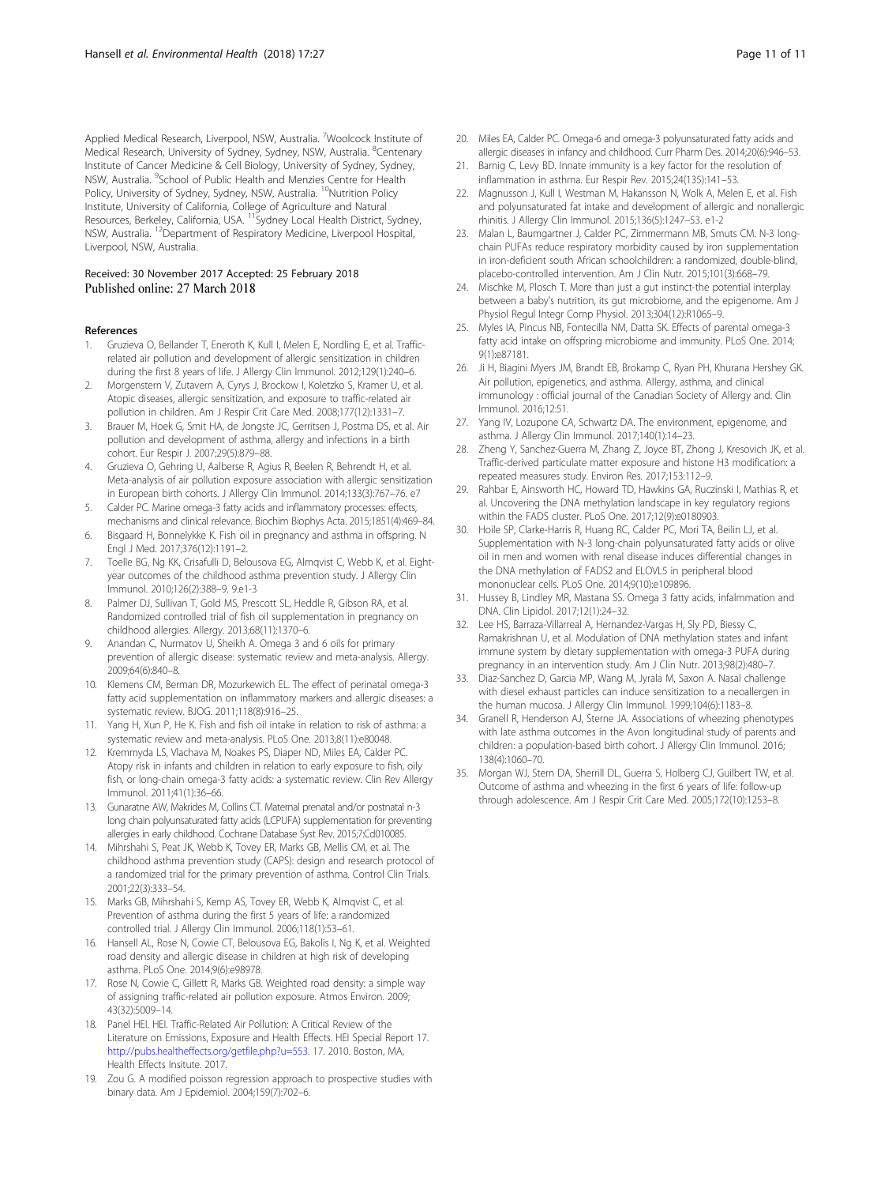Applied Medical Research, Liverpool, NSW, Australia. [7]Woolcock Institute of Medical Research, University of Sydney, Sydney, NSW, Australia. [8]Centenary Institute of Cancer Medicine & Cell Biology, University of Sydney, Sydney, NSW, Australia. [9]School of Public Health and Menzies Centre for Health Policy, University of Sydney, Sydney, NSW, Australia. [10]Nutrition Policy Institute, University of California, College of Agriculture and Natural Resources, Berkeley, California, USA. [11]Sydney Local Health District, Sydney, NSW, Australia. [12]Department of Respiratory Medicine, Liverpool Hospital, Liverpool, NSW, Australia.

Received: 30 November 2017 Accepted: 25 February 2018
Published online: 27 March 2018

## References

1. Gruzieva O, Bellander T, Eneroth K, Kull I, Melen E, Nordling E, et al. Traffic-related air pollution and development of allergic sensitization in children during the first 8 years of life. J Allergy Clin Immunol. 2012;129(1):240–6.
2. Morgenstern V, Zutavern A, Cyrys J, Brockow I, Koletzko S, Kramer U, et al. Atopic diseases, allergic sensitization, and exposure to traffic-related air pollution in children. Am J Respir Crit Care Med. 2008;177(12):1331–7.
3. Brauer M, Hoek G, Smit HA, de Jongste JC, Gerritsen J, Postma DS, et al. Air pollution and development of asthma, allergy and infections in a birth cohort. Eur Respir J. 2007;29(5):879–88.
4. Gruzieva O, Gehring U, Aalberse R, Agius R, Beelen R, Behrendt H, et al. Meta-analysis of air pollution exposure association with allergic sensitization in European birth cohorts. J Allergy Clin Immunol. 2014;133(3):767–76. e7
5. Calder PC. Marine omega-3 fatty acids and inflammatory processes: effects, mechanisms and clinical relevance. Biochim Biophys Acta. 2015;1851(4):469–84.
6. Bisgaard H, Bonnelykke K. Fish oil in pregnancy and asthma in offspring. N Engl J Med. 2017;376(12):1191–2.
7. Toelle BG, Ng KK, Crisafulli D, Belousova EG, Almqvist C, Webb K, et al. Eight-year outcomes of the childhood asthma prevention study. J Allergy Clin Immunol. 2010;126(2):388–9. 9.e1-3
8. Palmer DJ, Sullivan T, Gold MS, Prescott SL, Heddle R, Gibson RA, et al. Randomized controlled trial of fish oil supplementation in pregnancy on childhood allergies. Allergy. 2013;68(11):1370–6.
9. Anandan C, Nurmatov U, Sheikh A. Omega 3 and 6 oils for primary prevention of allergic disease: systematic review and meta-analysis. Allergy. 2009;64(6):840–8.
10. Klemens CM, Berman DR, Mozurkewich EL. The effect of perinatal omega-3 fatty acid supplementation on inflammatory markers and allergic diseases: a systematic review. BJOG. 2011;118(8):916–25.
11. Yang H, Xun P, He K. Fish and fish oil intake in relation to risk of asthma: a systematic review and meta-analysis. PLoS One. 2013;8(11):e80048.
12. Kremmyda LS, Vlachava M, Noakes PS, Diaper ND, Miles EA, Calder PC. Atopy risk in infants and children in relation to early exposure to fish, oily fish, or long-chain omega-3 fatty acids: a systematic review. Clin Rev Allergy Immunol. 2011;41(1):36–66.
13. Gunaratne AW, Makrides M, Collins CT. Maternal prenatal and/or postnatal n-3 long chain polyunsaturated fatty acids (LCPUFA) supplementation for preventing allergies in early childhood. Cochrane Database Syst Rev. 2015;7:Cd010085.
14. Mihrshahi S, Peat JK, Webb K, Tovey ER, Marks GB, Mellis CM, et al. The childhood asthma prevention study (CAPS): design and research protocol of a randomized trial for the primary prevention of asthma. Control Clin Trials. 2001;22(3):333–54.
15. Marks GB, Mihrshahi S, Kemp AS, Tovey ER, Webb K, Almqvist C, et al. Prevention of asthma during the first 5 years of life: a randomized controlled trial. J Allergy Clin Immunol. 2006;118(1):53–61.
16. Hansell AL, Rose N, Cowie CT, Belousova EG, Bakolis I, Ng K, et al. Weighted road density and allergic disease in children at high risk of developing asthma. PLoS One. 2014;9(6):e98978.
17. Rose N, Cowie C, Gillett R, Marks GB. Weighted road density: a simple way of assigning traffic-related air pollution exposure. Atmos Environ. 2009; 43(32):5009–14.
18. Panel HEI. HEI. Traffic-Related Air Pollution: A Critical Review of the Literature on Emissions, Exposure and Health Effects. HEI Special Report 17. http://pubs.healtheffects.org/getfile.php?u=553. 17. 2010. Boston, MA, Health Effects Insitute. 2017.
19. Zou G. A modified poisson regression approach to prospective studies with binary data. Am J Epidemiol. 2004;159(7):702–6.
20. Miles EA, Calder PC. Omega-6 and omega-3 polyunsaturated fatty acids and allergic diseases in infancy and childhood. Curr Pharm Des. 2014;20(6):946–53.
21. Barnig C, Levy BD. Innate immunity is a key factor for the resolution of inflammation in asthma. Eur Respir Rev. 2015;24(135):141–53.
22. Magnusson J, Kull I, Westman M, Hakansson N, Wolk A, Melen E, et al. Fish and polyunsaturated fat intake and development of allergic and nonallergic rhinitis. J Allergy Clin Immunol. 2015;136(5):1247–53. e1-2
23. Malan L, Baumgartner J, Calder PC, Zimmermann MB, Smuts CM. N-3 long-chain PUFAs reduce respiratory morbidity caused by iron supplementation in iron-deficient south African schoolchildren: a randomized, double-blind, placebo-controlled intervention. Am J Clin Nutr. 2015;101(3):668–79.
24. Mischke M, Plosch T. More than just a gut instinct-the potential interplay between a baby's nutrition, its gut microbiome, and the epigenome. Am J Physiol Regul Integr Comp Physiol. 2013;304(12):R1065–9.
25. Myles IA, Pincus NB, Fontecilla NM, Datta SK. Effects of parental omega-3 fatty acid intake on offspring microbiome and immunity. PLoS One. 2014; 9(1):e87181.
26. Ji H, Biagini Myers JM, Brandt EB, Brokamp C, Ryan PH, Khurana Hershey GK. Air pollution, epigenetics, and asthma. Allergy, asthma, and clinical immunology : official journal of the Canadian Society of Allergy and. Clin Immunol. 2016;12:51.
27. Yang IV, Lozupone CA, Schwartz DA. The environment, epigenome, and asthma. J Allergy Clin Immunol. 2017;140(1):14–23.
28. Zheng Y, Sanchez-Guerra M, Zhang Z, Joyce BT, Zhong J, Kresovich JK, et al. Traffic-derived particulate matter exposure and histone H3 modification: a repeated measures study. Environ Res. 2017;153:112–9.
29. Rahbar E, Ainsworth HC, Howard TD, Hawkins GA, Ruczinski I, Mathias R, et al. Uncovering the DNA methylation landscape in key regulatory regions within the FADS cluster. PLoS One. 2017;12(9):e0180903.
30. Hoile SP, Clarke-Harris R, Huang RC, Calder PC, Mori TA, Beilin LJ, et al. Supplementation with N-3 long-chain polyunsaturated fatty acids or olive oil in men and women with renal disease induces differential changes in the DNA methylation of FADS2 and ELOVL5 in peripheral blood mononuclear cells. PLoS One. 2014;9(10):e109896.
31. Hussey B, Lindley MR, Mastana SS. Omega 3 fatty acids, infalmmation and DNA. Clin Lipidol. 2017;12(1):24–32.
32. Lee HS, Barraza-Villarreal A, Hernandez-Vargas H, Sly PD, Biessy C, Ramakrishnan U, et al. Modulation of DNA methylation states and infant immune system by dietary supplementation with omega-3 PUFA during pregnancy in an intervention study. Am J Clin Nutr. 2013;98(2):480–7.
33. Diaz-Sanchez D, Garcia MP, Wang M, Jyrala M, Saxon A. Nasal challenge with diesel exhaust particles can induce sensitization to a neoallergen in the human mucosa. J Allergy Clin Immunol. 1999;104(6):1183–8.
34. Granell R, Henderson AJ, Sterne JA. Associations of wheezing phenotypes with late asthma outcomes in the Avon longitudinal study of parents and children: a population-based birth cohort. J Allergy Clin Immunol. 2016; 138(4):1060–70.
35. Morgan WJ, Stern DA, Sherrill DL, Guerra S, Holberg CJ, Guilbert TW, et al. Outcome of asthma and wheezing in the first 6 years of life: follow-up through adolescence. Am J Respir Crit Care Med. 2005;172(10):1253–8.